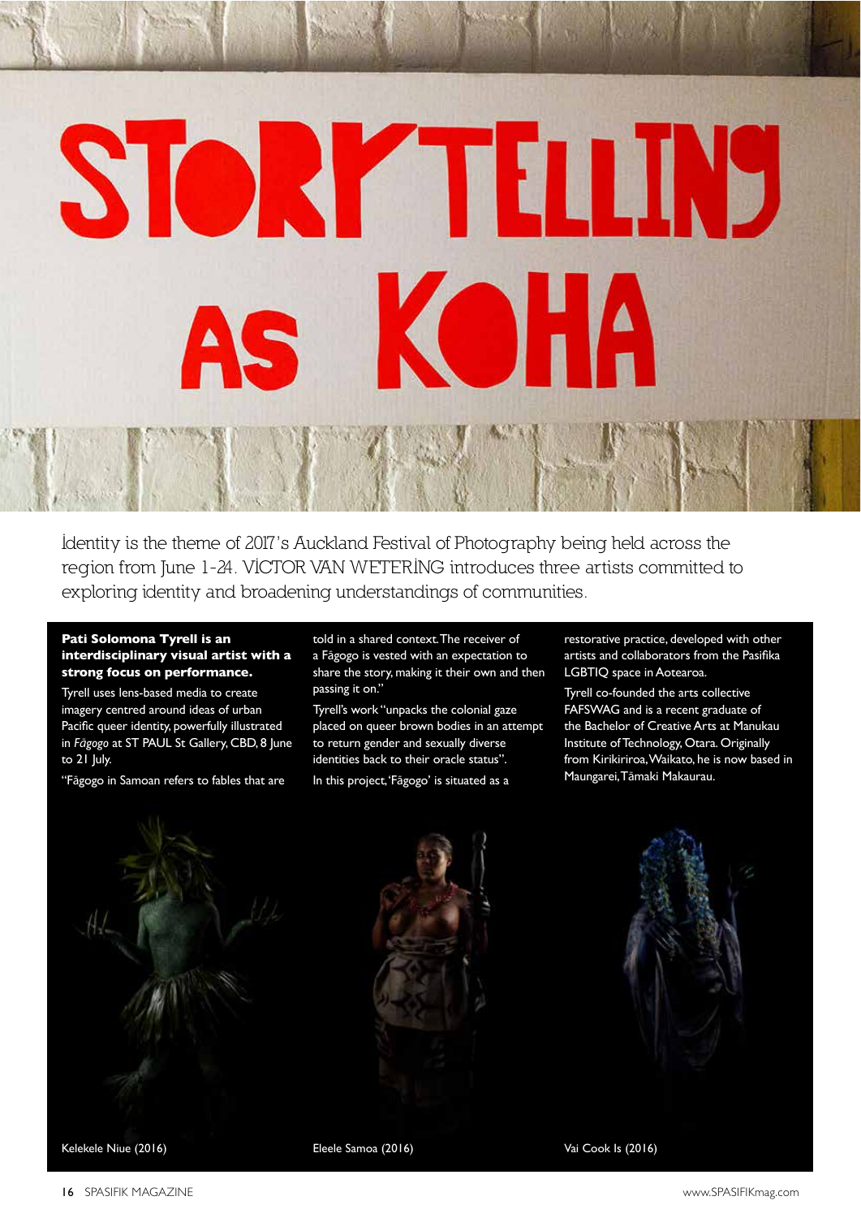# STORYTELLING AS KOHA

Identity is the theme of 2017's Auckland Festival of Photography being held across the region from June 1-24. VICTOR VAN WETERING introduces three artists committed to exploring identity and broadening understandings of communities.

**Pati Solomona Tyrell is an interdisciplinary visual artist with a strong focus on performance.**

Tyrell uses lens-based media to create imagery centred around ideas of urban Pacific queer identity, powerfully illustrated in *Fāgogo* at ST PAUL St Gallery, CBD, 8 June to 21 July.

"Fāgogo in Samoan refers to fables that are told in a shared context. The receiver of a Fāgogo is vested with an expectation to share the story, making it their own and then passing it on."

Tyrell's work "unpacks the colonial gaze placed on queer brown bodies in an attempt to return gender and sexually diverse identities back to their oracle status".

In this project, 'Fāgogo' is situated as a restorative practice, developed with other artists and collaborators from the Pasifika LGBTIQ space in Aotearoa.

Tyrell co-founded the arts collective FAFSWAG and is a recent graduate of the Bachelor of Creative Arts at Manukau Institute of Technology, Otara. Originally from Kirikiriroa, Waikato, he is now based in Maungarei, Tāmaki Makaurau.

Kelekele Niue (2016)

Eleele Samoa (2016)

Vai Cook Is (2016)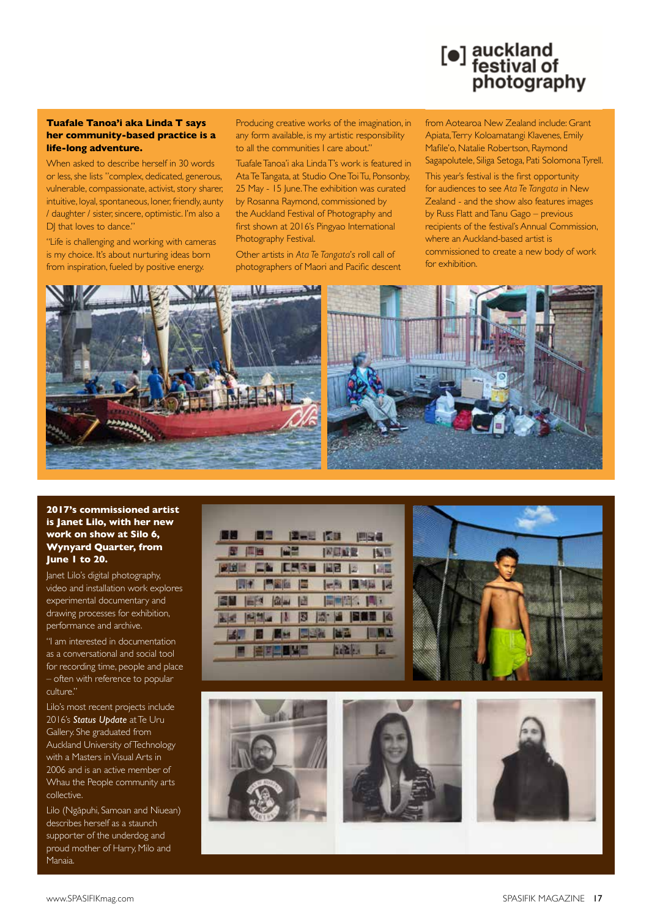**Tuafale Tanoa'i aka Linda T says her community-based practice is a life-long adventure.**

When asked to describe herself in 30 words or less, she lists "complex, dedicated, generous, vulnerable, compassionate, activist, story sharer, intuitive, loyal, spontaneous, loner, friendly, aunty / daughter / sister, sincere, optimistic. I'm also a DJ that loves to dance."

"Life is challenging and working with cameras is my choice. It's about nurturing ideas born from inspiration, fueled by positive energy. Producing creative works of the imagination, in any form available, is my artistic responsibility to all the communities I care about."

Tuafale Tanoa'i aka Linda T's work is featured in Ata Te Tangata, at Studio One Toi Tu, Ponsonby, 25 May - 15 June. The exhibition was curated by Rosanna Raymond, commissioned by the Auckland Festival of Photography and first shown at 2016's Pingyao International Photography Festival.

Other artists in *Ata Te Tangata*'s roll call of photographers of Maori and Pacific descent from Aotearoa New Zealand include: Grant Apiata, Terry Koloamatangi Klavenes, Emily Mafile'o, Natalie Robertson, Raymond Sagapolutele, Siliga Setoga, Pati Solomona Tyrell.

This year's festival is the first opportunity for audiences to see *Ata Te Tangata* in New Zealand - and the show also features images by Russ Flatt and Tanu Gago – previous recipients of the festival's Annual Commission, where an Auckland-based artist is commissioned to create a new body of work for exhibition.

**2017's commissioned artist is Janet Lilo, with her new work on show at Silo 6, Wynyard Quarter, from June 1 to 20.**

Janet Lilo's digital photography, video and installation work explores experimental documentary and drawing processes for exhibition, performance and archive.

"I am interested in documentation as a conversational and social tool for recording time, people and place – often with reference to popular culture."

Lilo's most recent projects include 2016's ***Status Update*** at Te Uru Gallery. She graduated from Auckland University of Technology with a Masters in Visual Arts in 2006 and is an active member of Whau the People community arts collective.

Lilo (Ngāpuhi, Samoan and Niuean) describes herself as a staunch supporter of the underdog and proud mother of Harry, Milo and Manaia.